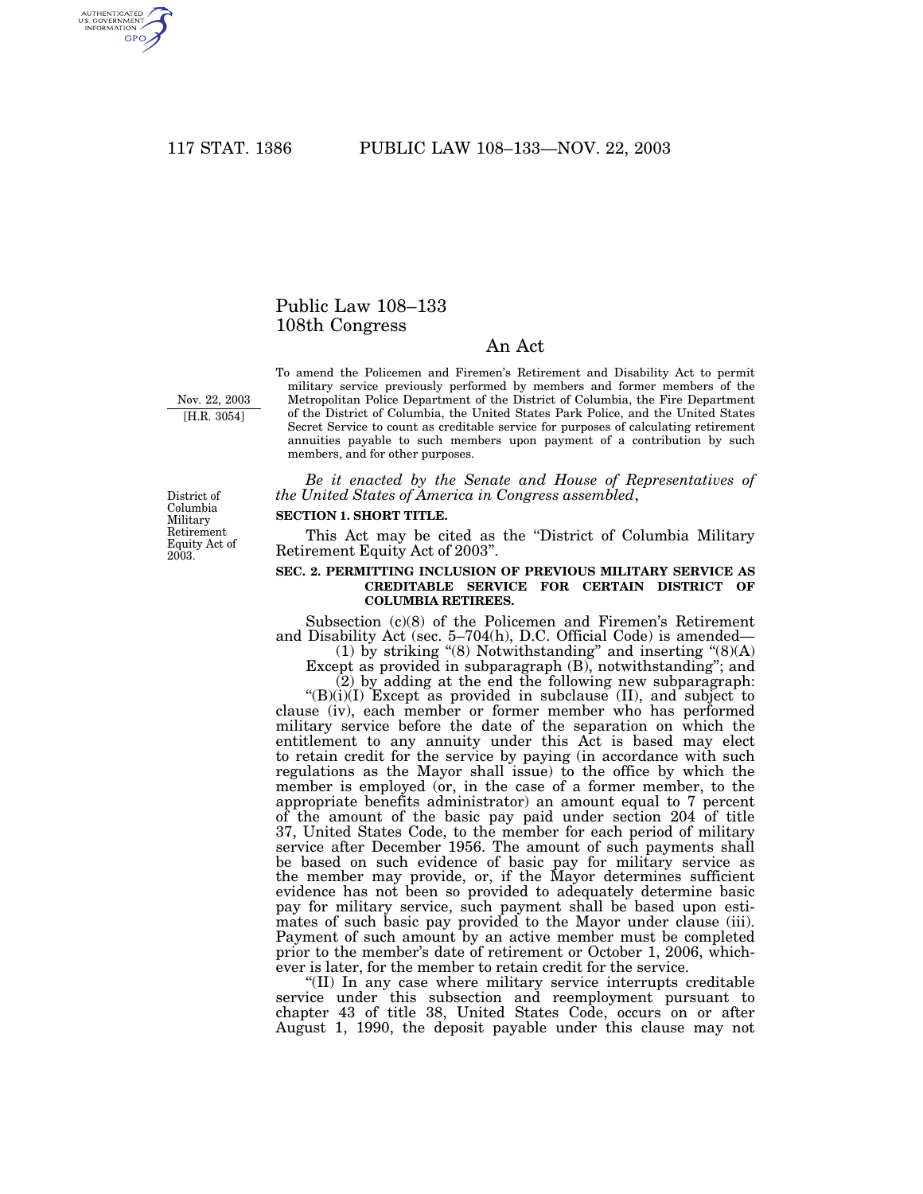# Public Law 108–133
## 108th Congress

## An Act

Nov. 22, 2003
[H.R. 3054]

To amend the Policemen and Firemen's Retirement and Disability Act to permit military service previously performed by members and former members of the Metropolitan Police Department of the District of Columbia, the Fire Department of the District of Columbia, the United States Park Police, and the United States Secret Service to count as creditable service for purposes of calculating retirement annuities payable to such members upon payment of a contribution by such members, and for other purposes.

*Be it enacted by the Senate and House of Representatives of the United States of America in Congress assembled*,

District of Columbia Military Retirement Equity Act of 2003.

**SECTION 1. SHORT TITLE.**

This Act may be cited as the "District of Columbia Military Retirement Equity Act of 2003".

**SEC. 2. PERMITTING INCLUSION OF PREVIOUS MILITARY SERVICE AS CREDITABLE SERVICE FOR CERTAIN DISTRICT OF COLUMBIA RETIREES.**

Subsection (c)(8) of the Policemen and Firemen's Retirement and Disability Act (sec. 5–704(h), D.C. Official Code) is amended—

(1) by striking "(8) Notwithstanding" and inserting "(8)(A) Except as provided in subparagraph (B), notwithstanding"; and

(2) by adding at the end the following new subparagraph:

"(B)(i)(I) Except as provided in subclause (II), and subject to clause (iv), each member or former member who has performed military service before the date of the separation on which the entitlement to any annuity under this Act is based may elect to retain credit for the service by paying (in accordance with such regulations as the Mayor shall issue) to the office by which the member is employed (or, in the case of a former member, to the appropriate benefits administrator) an amount equal to 7 percent of the amount of the basic pay paid under section 204 of title 37, United States Code, to the member for each period of military service after December 1956. The amount of such payments shall be based on such evidence of basic pay for military service as the member may provide, or, if the Mayor determines sufficient evidence has not been so provided to adequately determine basic pay for military service, such payment shall be based upon estimates of such basic pay provided to the Mayor under clause (iii). Payment of such amount by an active member must be completed prior to the member's date of retirement or October 1, 2006, whichever is later, for the member to retain credit for the service.

"(II) In any case where military service interrupts creditable service under this subsection and reemployment pursuant to chapter 43 of title 38, United States Code, occurs on or after August 1, 1990, the deposit payable under this clause may not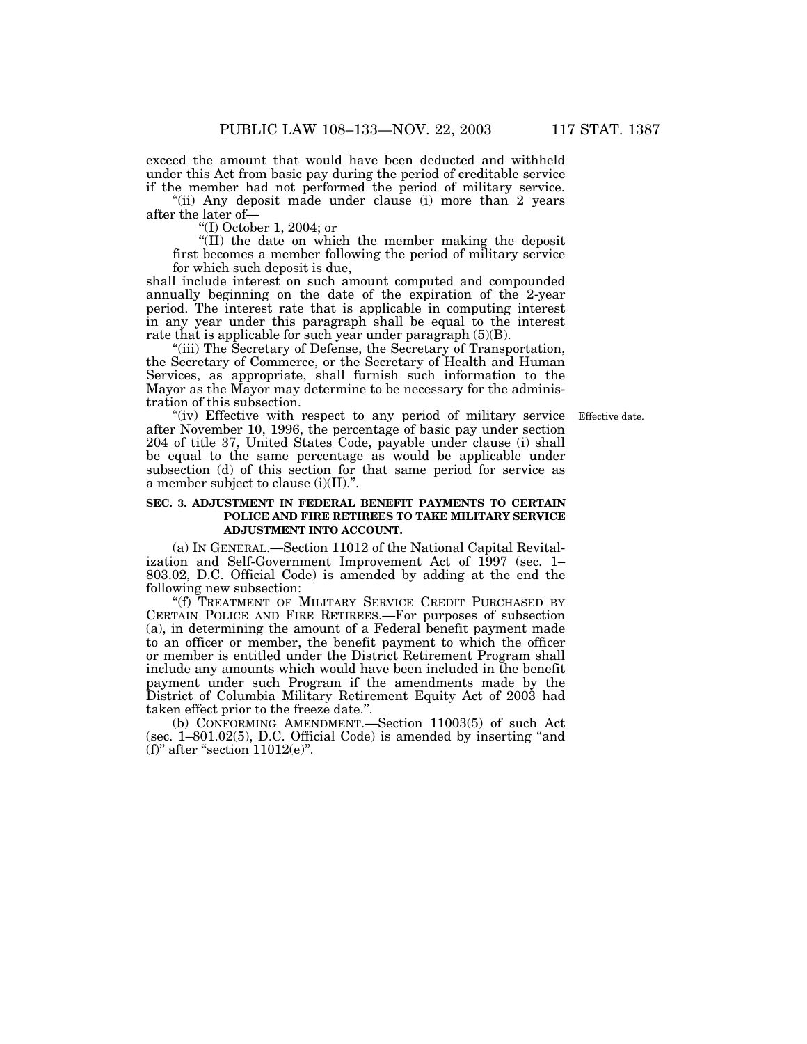exceed the amount that would have been deducted and withheld under this Act from basic pay during the period of creditable service if the member had not performed the period of military service.

"(ii) Any deposit made under clause (i) more than 2 years after the later of—

"(I) October 1, 2004; or

"(II) the date on which the member making the deposit first becomes a member following the period of military service for which such deposit is due,

shall include interest on such amount computed and compounded annually beginning on the date of the expiration of the 2-year period. The interest rate that is applicable in computing interest in any year under this paragraph shall be equal to the interest rate that is applicable for such year under paragraph (5)(B).

"(iii) The Secretary of Defense, the Secretary of Transportation, the Secretary of Commerce, or the Secretary of Health and Human Services, as appropriate, shall furnish such information to the Mayor as the Mayor may determine to be necessary for the administration of this subsection.

Effective date.

"(iv) Effective with respect to any period of military service after November 10, 1996, the percentage of basic pay under section 204 of title 37, United States Code, payable under clause (i) shall be equal to the same percentage as would be applicable under subsection (d) of this section for that same period for service as a member subject to clause (i)(II).".

**SEC. 3. ADJUSTMENT IN FEDERAL BENEFIT PAYMENTS TO CERTAIN POLICE AND FIRE RETIREES TO TAKE MILITARY SERVICE ADJUSTMENT INTO ACCOUNT.**

(a) IN GENERAL.—Section 11012 of the National Capital Revitalization and Self-Government Improvement Act of 1997 (sec. 1–803.02, D.C. Official Code) is amended by adding at the end the following new subsection:

"(f) TREATMENT OF MILITARY SERVICE CREDIT PURCHASED BY CERTAIN POLICE AND FIRE RETIREES.—For purposes of subsection (a), in determining the amount of a Federal benefit payment made to an officer or member, the benefit payment to which the officer or member is entitled under the District Retirement Program shall include any amounts which would have been included in the benefit payment under such Program if the amendments made by the District of Columbia Military Retirement Equity Act of 2003 had taken effect prior to the freeze date.".

(b) CONFORMING AMENDMENT.—Section 11003(5) of such Act (sec. 1–801.02(5), D.C. Official Code) is amended by inserting "and (f)" after "section 11012(e)".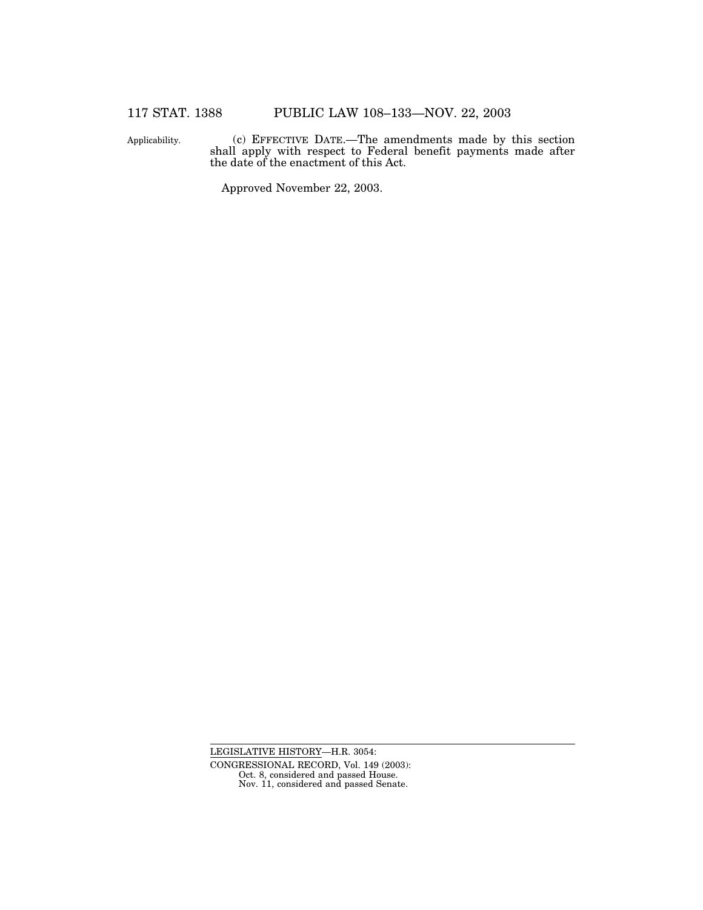Applicability.

(c) EFFECTIVE DATE.—The amendments made by this section shall apply with respect to Federal benefit payments made after the date of the enactment of this Act.

Approved November 22, 2003.

---

LEGISLATIVE HISTORY—H.R. 3054:

CONGRESSIONAL RECORD, Vol. 149 (2003):
- Oct. 8, considered and passed House.
- Nov. 11, considered and passed Senate.